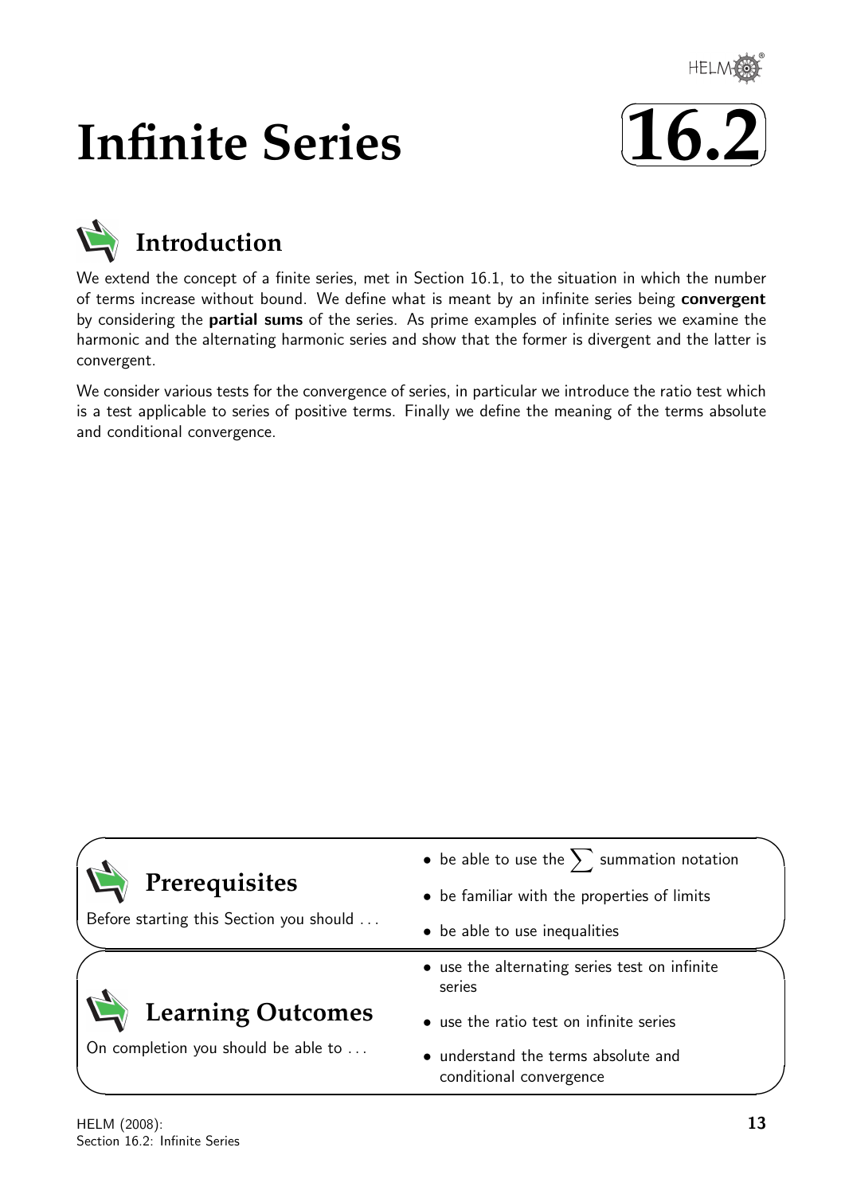# Infinite Series

# 16.2

## Introduction

We extend the concept of a finite series, met in Section 16.1, to the situation in which the number of terms increase without bound. We define what is meant by an infinite series being **convergent** by considering the **partial sums** of the series. As prime examples of infinite series we examine the harmonic and the alternating harmonic series and show that the former is divergent and the latter is convergent.

We consider various tests for the convergence of series, in particular we introduce the ratio test which is a test applicable to series of positive terms. Finally we define the meaning of the terms absolute and conditional convergence.

## Prerequisites

Before starting this Section you should ...

- be able to use the $\sum$ summation notation
- be familiar with the properties of limits
- be able to use inequalities

## Learning Outcomes

On completion you should be able to ...

- use the alternating series test on infinite series
- use the ratio test on infinite series
- understand the terms absolute and conditional convergence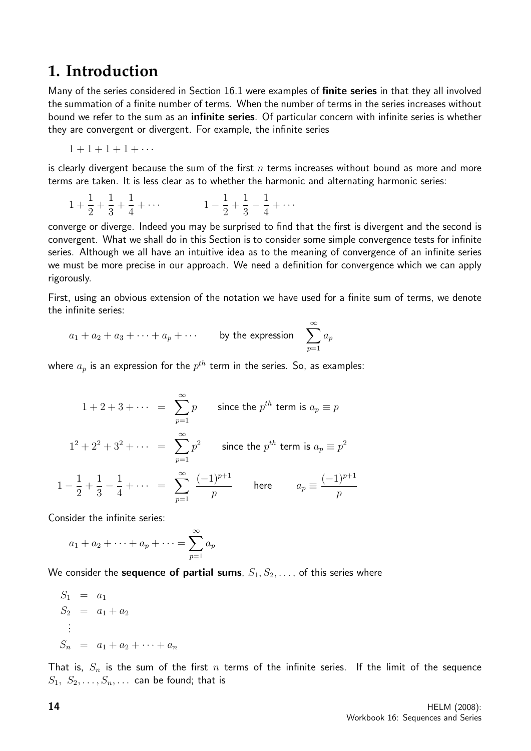# 1. Introduction

Many of the series considered in Section 16.1 were examples of **finite series** in that they all involved the summation of a finite number of terms. When the number of terms in the series increases without bound we refer to the sum as an **infinite series**. Of particular concern with infinite series is whether they are convergent or divergent. For example, the infinite series

$$1 + 1 + 1 + 1 + \cdots$$

is clearly divergent because the sum of the first $n$ terms increases without bound as more and more terms are taken. It is less clear as to whether the harmonic and alternating harmonic series:

$$1 + \frac{1}{2} + \frac{1}{3} + \frac{1}{4} + \cdots \qquad\qquad 1 - \frac{1}{2} + \frac{1}{3} - \frac{1}{4} + \cdots$$

converge or diverge. Indeed you may be surprised to find that the first is divergent and the second is convergent. What we shall do in this Section is to consider some simple convergence tests for infinite series. Although we all have an intuitive idea as to the meaning of convergence of an infinite series we must be more precise in our approach. We need a definition for convergence which we can apply rigorously.

First, using an obvious extension of the notation we have used for a finite sum of terms, we denote the infinite series:

$$a_1 + a_2 + a_3 + \cdots + a_p + \cdots \qquad \text{by the expression} \quad \sum_{p=1}^{\infty} a_p$$

where $a_p$ is an expression for the $p^{th}$ term in the series. So, as examples:

$$1 + 2 + 3 + \cdots = \sum_{p=1}^{\infty} p \qquad \text{since the } p^{th} \text{ term is } a_p \equiv p$$

$$1^2 + 2^2 + 3^2 + \cdots = \sum_{p=1}^{\infty} p^2 \qquad \text{since the } p^{th} \text{ term is } a_p \equiv p^2$$

$$1 - \frac{1}{2} + \frac{1}{3} - \frac{1}{4} + \cdots = \sum_{p=1}^{\infty} \frac{(-1)^{p+1}}{p} \qquad \text{here} \qquad a_p \equiv \frac{(-1)^{p+1}}{p}$$

Consider the infinite series:

$$a_1 + a_2 + \cdots + a_p + \cdots = \sum_{p=1}^{\infty} a_p$$

We consider the **sequence of partial sums**, $S_1, S_2, \ldots$, of this series where

$$\begin{aligned} S_1 &= a_1 \\ S_2 &= a_1 + a_2 \\ &\vdots \\ S_n &= a_1 + a_2 + \cdots + a_n \end{aligned}$$

That is, $S_n$ is the sum of the first $n$ terms of the infinite series. If the limit of the sequence $S_1,\ S_2, \ldots, S_n, \ldots$ can be found; that is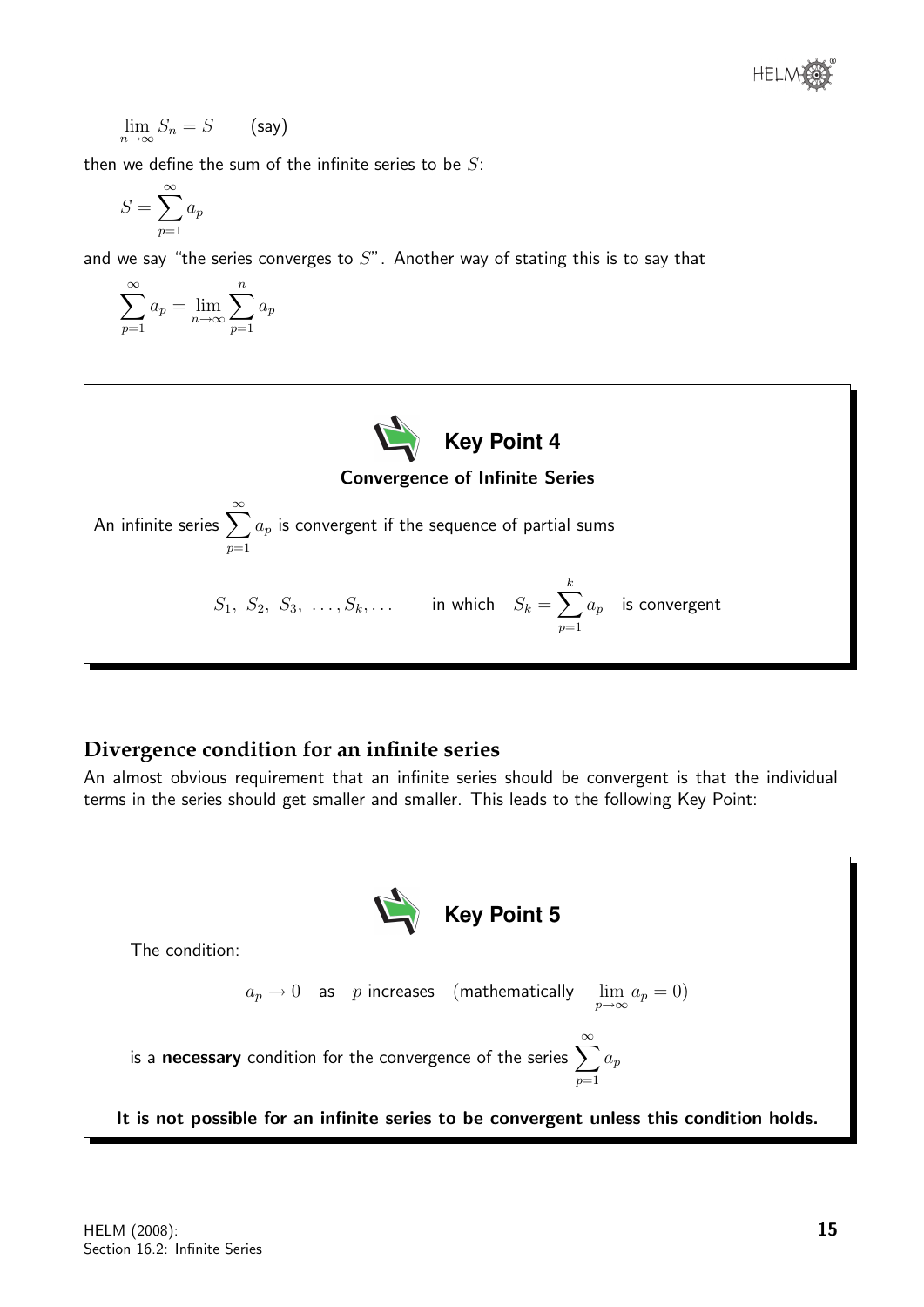$$\lim_{n\to\infty} S_n = S \qquad \text{(say)}$$

then we define the sum of the infinite series to be $S$:

$$S = \sum_{p=1}^{\infty} a_p$$

and we say "the series converges to $S$". Another way of stating this is to say that

$$\sum_{p=1}^{\infty} a_p = \lim_{n\to\infty} \sum_{p=1}^{n} a_p$$

**Key Point 4**

**Convergence of Infinite Series**

An infinite series $\sum_{p=1}^{\infty} a_p$ is convergent if the sequence of partial sums

$$S_1,\ S_2,\ S_3,\ \ldots, S_k, \ldots \qquad \text{in which} \quad S_k = \sum_{p=1}^{k} a_p \quad \text{is convergent}$$

## Divergence condition for an infinite series

An almost obvious requirement that an infinite series should be convergent is that the individual terms in the series should get smaller and smaller. This leads to the following Key Point:

**Key Point 5**

The condition:

$$a_p \to 0 \quad \text{as} \quad p \text{ increases} \quad (\text{mathematically} \quad \lim_{p\to\infty} a_p = 0)$$

is a **necessary** condition for the convergence of the series $\sum_{p=1}^{\infty} a_p$

**It is not possible for an infinite series to be convergent unless this condition holds.**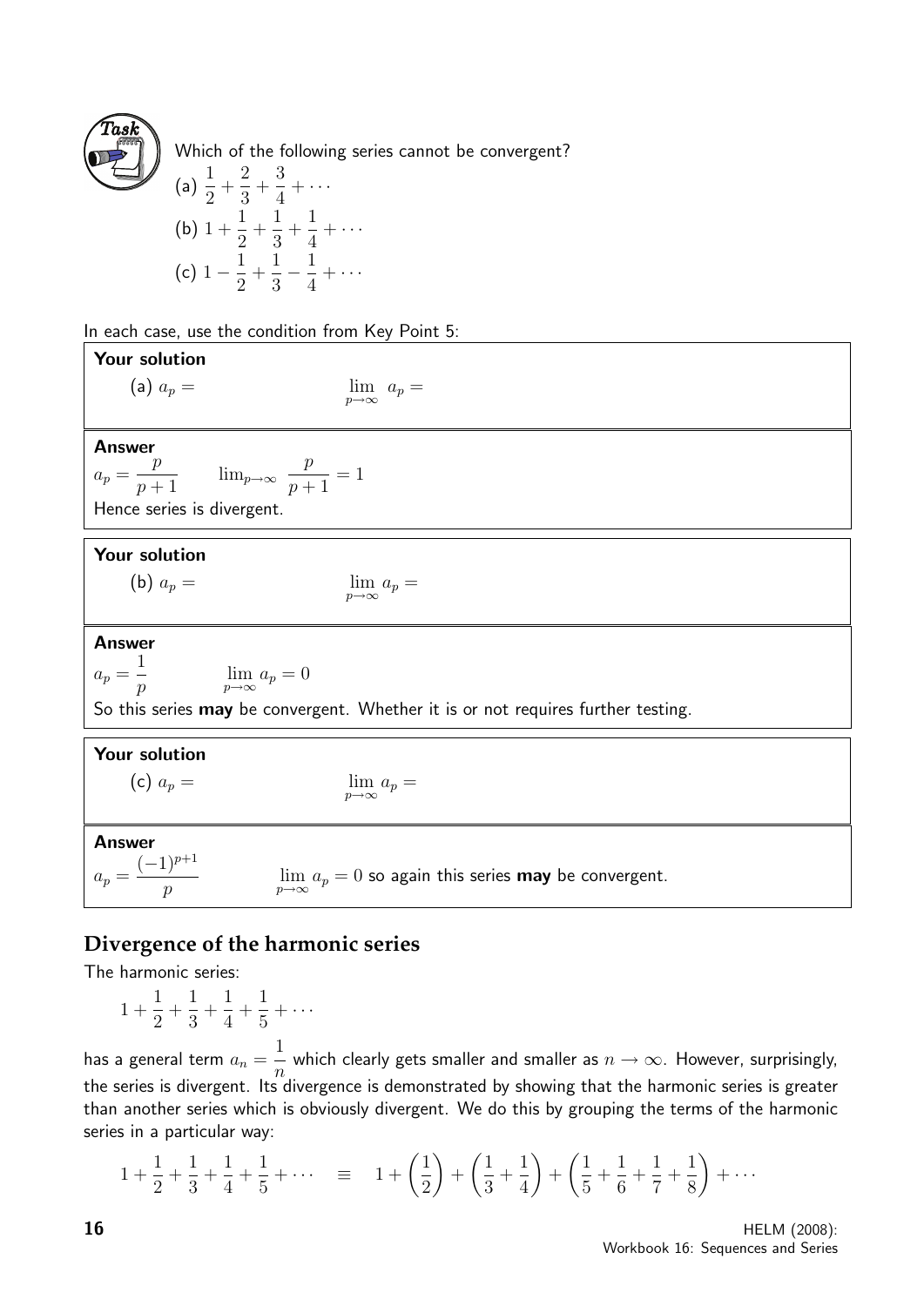**Task**

Which of the following series cannot be convergent?

(a) $\frac{1}{2} + \frac{2}{3} + \frac{3}{4} + \cdots$

(b) $1 + \frac{1}{2} + \frac{1}{3} + \frac{1}{4} + \cdots$

(c) $1 - \frac{1}{2} + \frac{1}{3} - \frac{1}{4} + \cdots$

In each case, use the condition from Key Point 5:

**Your solution**

(a) $a_p =$ $\qquad\qquad \lim_{p\to\infty} a_p =$

**Answer**

$a_p = \dfrac{p}{p+1} \qquad \lim_{p\to\infty} \dfrac{p}{p+1} = 1$

Hence series is divergent.

**Your solution**

(b) $a_p =$ $\qquad\qquad \lim_{p\to\infty} a_p =$

**Answer**

$a_p = \dfrac{1}{p} \qquad \lim_{p\to\infty} a_p = 0$

So this series **may** be convergent. Whether it is or not requires further testing.

**Your solution**

(c) $a_p =$ $\qquad\qquad \lim_{p\to\infty} a_p =$

**Answer**

$a_p = \dfrac{(-1)^{p+1}}{p} \qquad \lim_{p\to\infty} a_p = 0$ so again this series **may** be convergent.

## Divergence of the harmonic series

The harmonic series:

$$1 + \frac{1}{2} + \frac{1}{3} + \frac{1}{4} + \frac{1}{5} + \cdots$$

has a general term $a_n = \dfrac{1}{n}$ which clearly gets smaller and smaller as $n \to \infty$. However, surprisingly, the series is divergent. Its divergence is demonstrated by showing that the harmonic series is greater than another series which is obviously divergent. We do this by grouping the terms of the harmonic series in a particular way:

$$1 + \frac{1}{2} + \frac{1}{3} + \frac{1}{4} + \frac{1}{5} + \cdots \quad \equiv \quad 1 + \left(\frac{1}{2}\right) + \left(\frac{1}{3} + \frac{1}{4}\right) + \left(\frac{1}{5} + \frac{1}{6} + \frac{1}{7} + \frac{1}{8}\right) + \cdots$$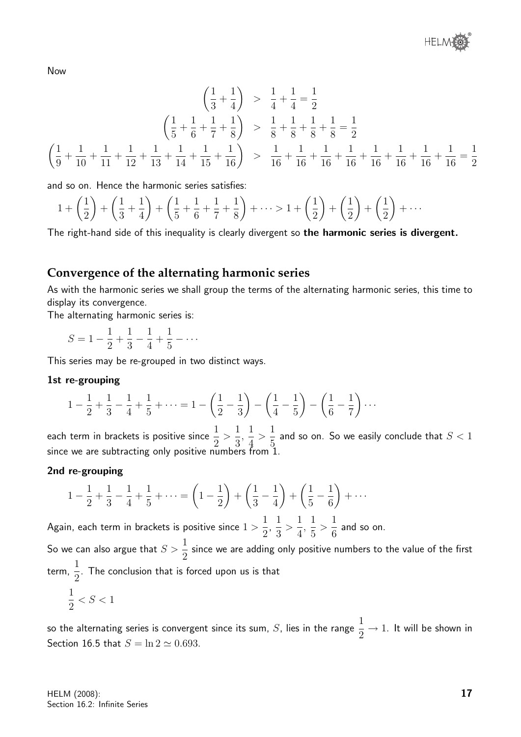Now

$$\begin{aligned}
\left(\frac{1}{3}+\frac{1}{4}\right) &> \frac{1}{4}+\frac{1}{4}=\frac{1}{2} \\
\left(\frac{1}{5}+\frac{1}{6}+\frac{1}{7}+\frac{1}{8}\right) &> \frac{1}{8}+\frac{1}{8}+\frac{1}{8}+\frac{1}{8}=\frac{1}{2} \\
\left(\frac{1}{9}+\frac{1}{10}+\frac{1}{11}+\frac{1}{12}+\frac{1}{13}+\frac{1}{14}+\frac{1}{15}+\frac{1}{16}\right) &> \frac{1}{16}+\frac{1}{16}+\frac{1}{16}+\frac{1}{16}+\frac{1}{16}+\frac{1}{16}+\frac{1}{16}+\frac{1}{16}=\frac{1}{2}
\end{aligned}$$

and so on. Hence the harmonic series satisfies:

$$1+\left(\frac{1}{2}\right)+\left(\frac{1}{3}+\frac{1}{4}\right)+\left(\frac{1}{5}+\frac{1}{6}+\frac{1}{7}+\frac{1}{8}\right)+\cdots > 1+\left(\frac{1}{2}\right)+\left(\frac{1}{2}\right)+\left(\frac{1}{2}\right)+\cdots$$

The right-hand side of this inequality is clearly divergent so **the harmonic series is divergent.**

## Convergence of the alternating harmonic series

As with the harmonic series we shall group the terms of the alternating harmonic series, this time to display its convergence.

The alternating harmonic series is:

$$S = 1-\frac{1}{2}+\frac{1}{3}-\frac{1}{4}+\frac{1}{5}-\cdots$$

This series may be re-grouped in two distinct ways.

### 1st re-grouping

$$1-\frac{1}{2}+\frac{1}{3}-\frac{1}{4}+\frac{1}{5}+\cdots = 1-\left(\frac{1}{2}-\frac{1}{3}\right)-\left(\frac{1}{4}-\frac{1}{5}\right)-\left(\frac{1}{6}-\frac{1}{7}\right)\cdots$$

each term in brackets is positive since $\frac{1}{2}>\frac{1}{3}$, $\frac{1}{4}>\frac{1}{5}$ and so on. So we easily conclude that $S<1$ since we are subtracting only positive numbers from 1.

### 2nd re-grouping

$$1-\frac{1}{2}+\frac{1}{3}-\frac{1}{4}+\frac{1}{5}+\cdots = \left(1-\frac{1}{2}\right)+\left(\frac{1}{3}-\frac{1}{4}\right)+\left(\frac{1}{5}-\frac{1}{6}\right)+\cdots$$

Again, each term in brackets is positive since $1>\frac{1}{2}$, $\frac{1}{3}>\frac{1}{4}$, $\frac{1}{5}>\frac{1}{6}$ and so on.

So we can also argue that $S>\frac{1}{2}$ since we are adding only positive numbers to the value of the first term, $\frac{1}{2}$. The conclusion that is forced upon us is that

$$\frac{1}{2} < S < 1$$

so the alternating series is convergent since its sum, $S$, lies in the range $\frac{1}{2}\rightarrow 1$. It will be shown in Section 16.5 that $S=\ln 2 \simeq 0.693$.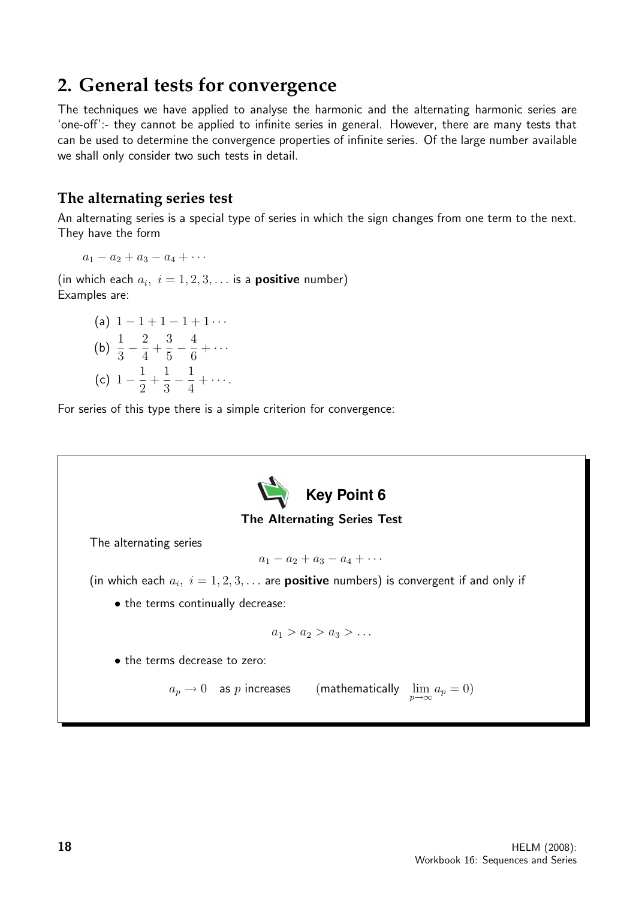## 2. General tests for convergence

The techniques we have applied to analyse the harmonic and the alternating harmonic series are 'one-off':- they cannot be applied to infinite series in general. However, there are many tests that can be used to determine the convergence properties of infinite series. Of the large number available we shall only consider two such tests in detail.

### The alternating series test

An alternating series is a special type of series in which the sign changes from one term to the next. They have the form

$$a_1 - a_2 + a_3 - a_4 + \cdots$$

(in which each $a_i,\ i = 1, 2, 3, \ldots$ is a **positive** number)
Examples are:

(a) $1 - 1 + 1 - 1 + 1 \cdots$

(b) $\dfrac{1}{3} - \dfrac{2}{4} + \dfrac{3}{5} - \dfrac{4}{6} + \cdots$

(c) $1 - \dfrac{1}{2} + \dfrac{1}{3} - \dfrac{1}{4} + \cdots.$

For series of this type there is a simple criterion for convergence:

**Key Point 6**

**The Alternating Series Test**

The alternating series

$$a_1 - a_2 + a_3 - a_4 + \cdots$$

(in which each $a_i,\ i = 1, 2, 3, \ldots$ are **positive** numbers) is convergent if and only if

- the terms continually decrease:

$$a_1 > a_2 > a_3 > \ldots$$

- the terms decrease to zero:

$$a_p \to 0 \quad \text{as } p \text{ increases} \qquad (\text{mathematically} \ \lim_{p\to\infty} a_p = 0)$$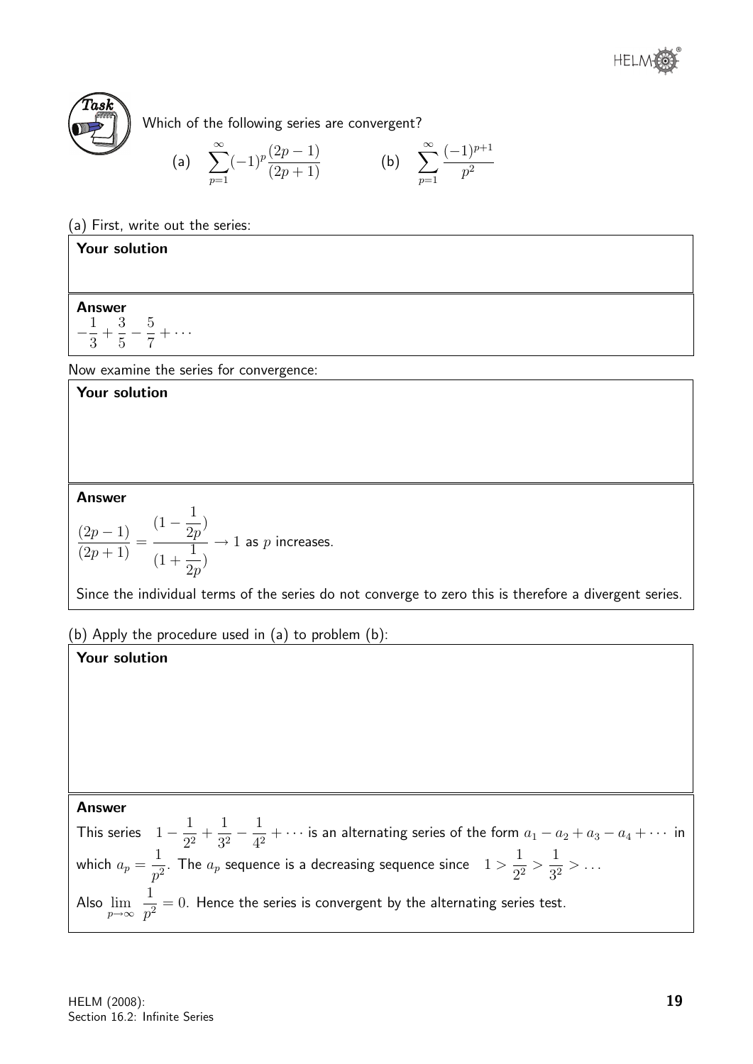**Task**

Which of the following series are convergent?

(a) $\displaystyle\sum_{p=1}^{\infty}(-1)^p\frac{(2p-1)}{(2p+1)}$ (b) $\displaystyle\sum_{p=1}^{\infty}\frac{(-1)^{p+1}}{p^2}$

(a) First, write out the series:

**Your solution**

**Answer**

$$-\frac{1}{3}+\frac{3}{5}-\frac{5}{7}+\cdots$$

Now examine the series for convergence:

**Your solution**

**Answer**

$$\frac{(2p-1)}{(2p+1)}=\frac{(1-\dfrac{1}{2p})}{(1+\dfrac{1}{2p})}\rightarrow 1 \text{ as } p \text{ increases.}$$

Since the individual terms of the series do not converge to zero this is therefore a divergent series.

(b) Apply the procedure used in (a) to problem (b):

**Your solution**

**Answer**

This series $1-\dfrac{1}{2^2}+\dfrac{1}{3^2}-\dfrac{1}{4^2}+\cdots$ is an alternating series of the form $a_1-a_2+a_3-a_4+\cdots$ in which $a_p=\dfrac{1}{p^2}$. The $a_p$ sequence is a decreasing sequence since $1>\dfrac{1}{2^2}>\dfrac{1}{3^2}>\ldots$

Also $\displaystyle\lim_{p\rightarrow\infty}\frac{1}{p^2}=0$. Hence the series is convergent by the alternating series test.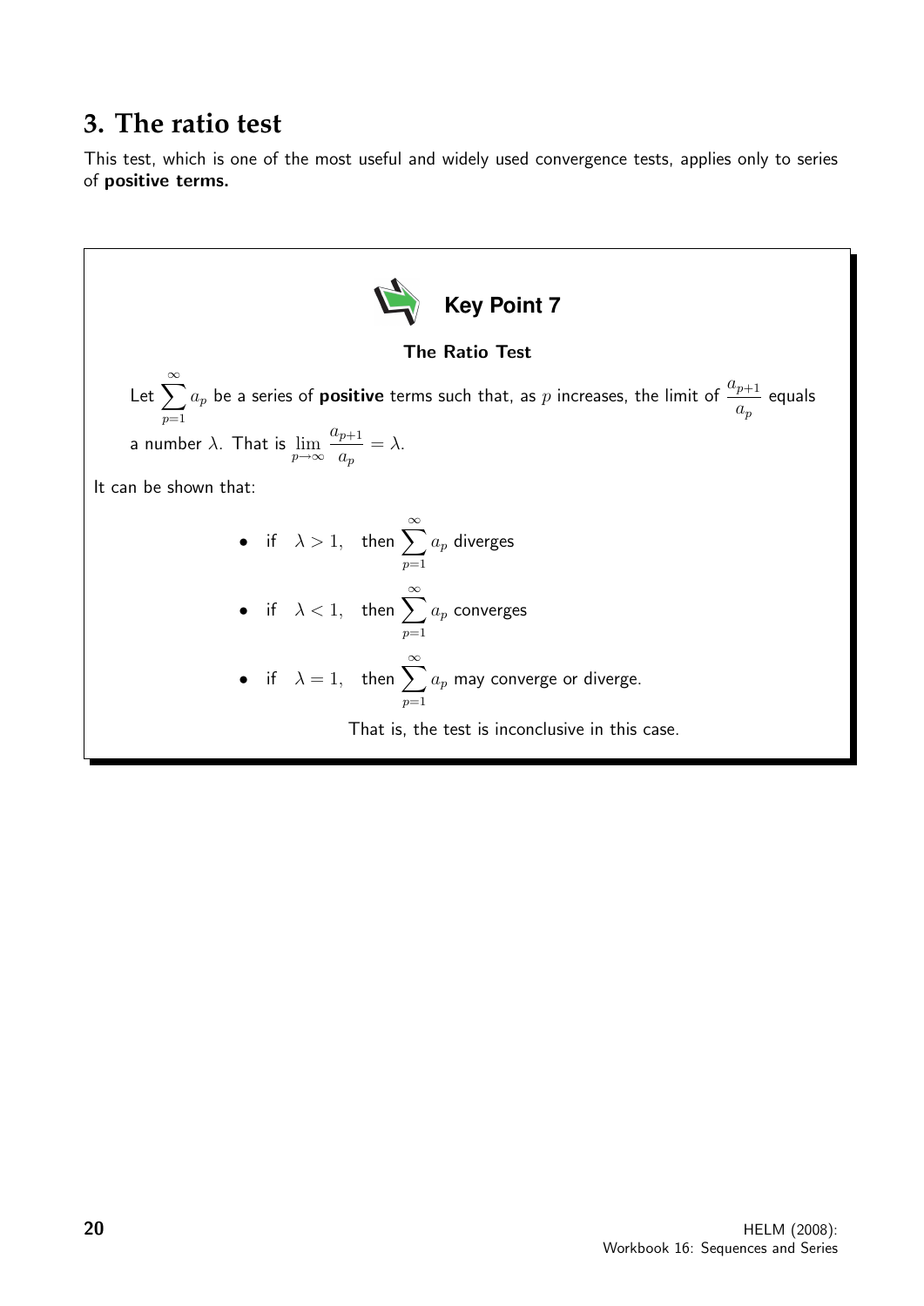## 3. The ratio test

This test, which is one of the most useful and widely used convergence tests, applies only to series of **positive terms.**

**Key Point 7**

**The Ratio Test**

Let $\displaystyle\sum_{p=1}^{\infty} a_p$ be a series of **positive** terms such that, as $p$ increases, the limit of $\dfrac{a_{p+1}}{a_p}$ equals a number $\lambda$. That is $\displaystyle\lim_{p\to\infty} \frac{a_{p+1}}{a_p} = \lambda$.

It can be shown that:

- if $\lambda > 1$, then $\displaystyle\sum_{p=1}^{\infty} a_p$ diverges
- if $\lambda < 1$, then $\displaystyle\sum_{p=1}^{\infty} a_p$ converges
- if $\lambda = 1$, then $\displaystyle\sum_{p=1}^{\infty} a_p$ may converge or diverge.

That is, the test is inconclusive in this case.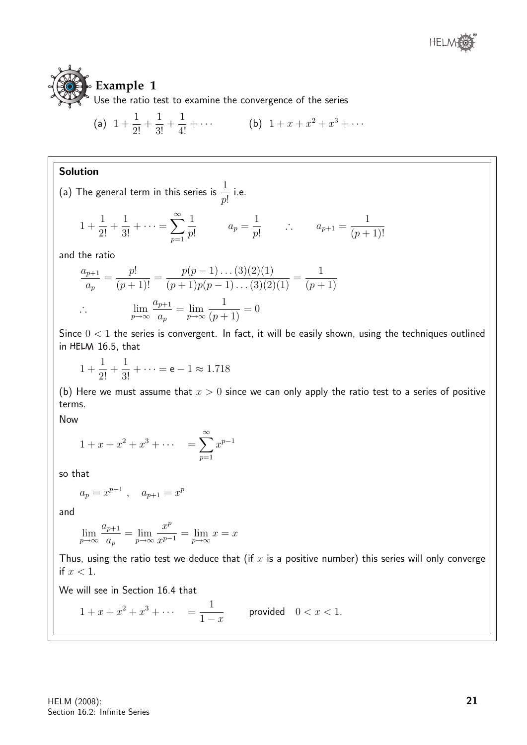## Example 1

Use the ratio test to examine the convergence of the series

(a) $1 + \frac{1}{2!} + \frac{1}{3!} + \frac{1}{4!} + \cdots$ (b) $1 + x + x^2 + x^3 + \cdots$

### Solution

(a) The general term in this series is $\frac{1}{p!}$ i.e.

$$1 + \frac{1}{2!} + \frac{1}{3!} + \cdots = \sum_{p=1}^{\infty} \frac{1}{p!} \qquad a_p = \frac{1}{p!} \qquad \therefore \qquad a_{p+1} = \frac{1}{(p+1)!}$$

and the ratio

$$\frac{a_{p+1}}{a_p} = \frac{p!}{(p+1)!} = \frac{p(p-1)\ldots(3)(2)(1)}{(p+1)p(p-1)\ldots(3)(2)(1)} = \frac{1}{(p+1)}$$

$$\therefore \qquad \lim_{p\to\infty} \frac{a_{p+1}}{a_p} = \lim_{p\to\infty} \frac{1}{(p+1)} = 0$$

Since $0 < 1$ the series is convergent. In fact, it will be easily shown, using the techniques outlined in HELM 16.5, that

$$1 + \frac{1}{2!} + \frac{1}{3!} + \cdots = \mathsf{e} - 1 \approx 1.718$$

(b) Here we must assume that $x > 0$ since we can only apply the ratio test to a series of positive terms.

Now

$$1 + x + x^2 + x^3 + \cdots \quad = \sum_{p=1}^{\infty} x^{p-1}$$

so that

$$a_p = x^{p-1}, \quad a_{p+1} = x^p$$

and

$$\lim_{p\to\infty} \frac{a_{p+1}}{a_p} = \lim_{p\to\infty} \frac{x^p}{x^{p-1}} = \lim_{p\to\infty} x = x$$

Thus, using the ratio test we deduce that (if $x$ is a positive number) this series will only converge if $x < 1$.

We will see in Section 16.4 that

$$1 + x + x^2 + x^3 + \cdots \quad = \frac{1}{1-x} \qquad \text{provided} \quad 0 < x < 1.$$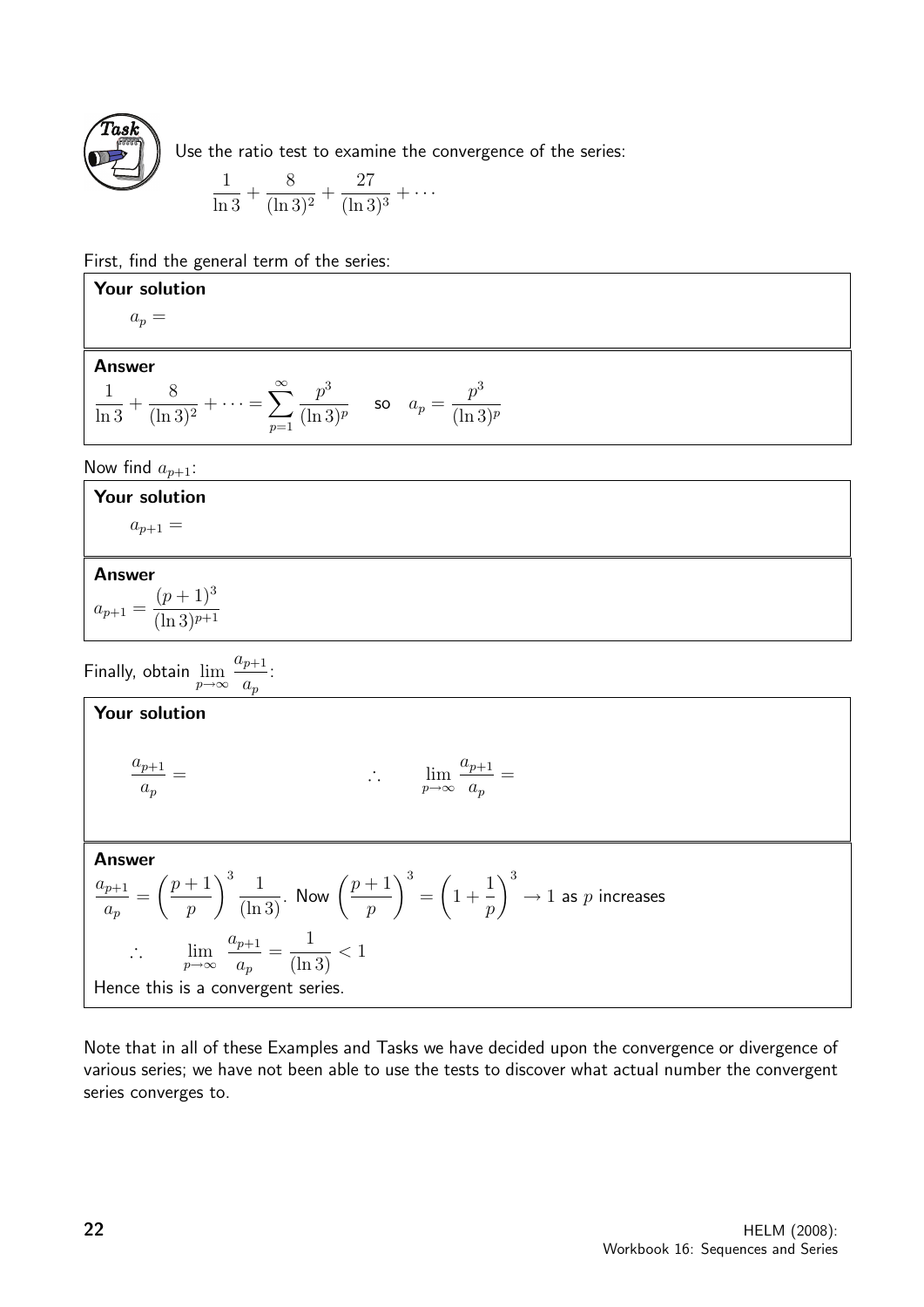**Task**

Use the ratio test to examine the convergence of the series:

$$\frac{1}{\ln 3} + \frac{8}{(\ln 3)^2} + \frac{27}{(\ln 3)^3} + \cdots$$

First, find the general term of the series:

**Your solution**

$a_p =$

**Answer**

$$\frac{1}{\ln 3} + \frac{8}{(\ln 3)^2} + \cdots = \sum_{p=1}^{\infty} \frac{p^3}{(\ln 3)^p} \quad \text{so} \quad a_p = \frac{p^3}{(\ln 3)^p}$$

Now find $a_{p+1}$:

**Your solution**

$a_{p+1} =$

**Answer**

$$a_{p+1} = \frac{(p+1)^3}{(\ln 3)^{p+1}}$$

Finally, obtain $\lim_{p \to \infty} \frac{a_{p+1}}{a_p}$:

**Your solution**

$\frac{a_{p+1}}{a_p} =$ $\qquad\qquad$ $\therefore \quad \lim_{p \to \infty} \frac{a_{p+1}}{a_p} =$

**Answer**

$\frac{a_{p+1}}{a_p} = \left(\frac{p+1}{p}\right)^3 \frac{1}{(\ln 3)}$. Now $\left(\frac{p+1}{p}\right)^3 = \left(1 + \frac{1}{p}\right)^3 \to 1$ as $p$ increases

$$\therefore \quad \lim_{p \to \infty} \frac{a_{p+1}}{a_p} = \frac{1}{(\ln 3)} < 1$$

Hence this is a convergent series.

Note that in all of these Examples and Tasks we have decided upon the convergence or divergence of various series; we have not been able to use the tests to discover what actual number the convergent series converges to.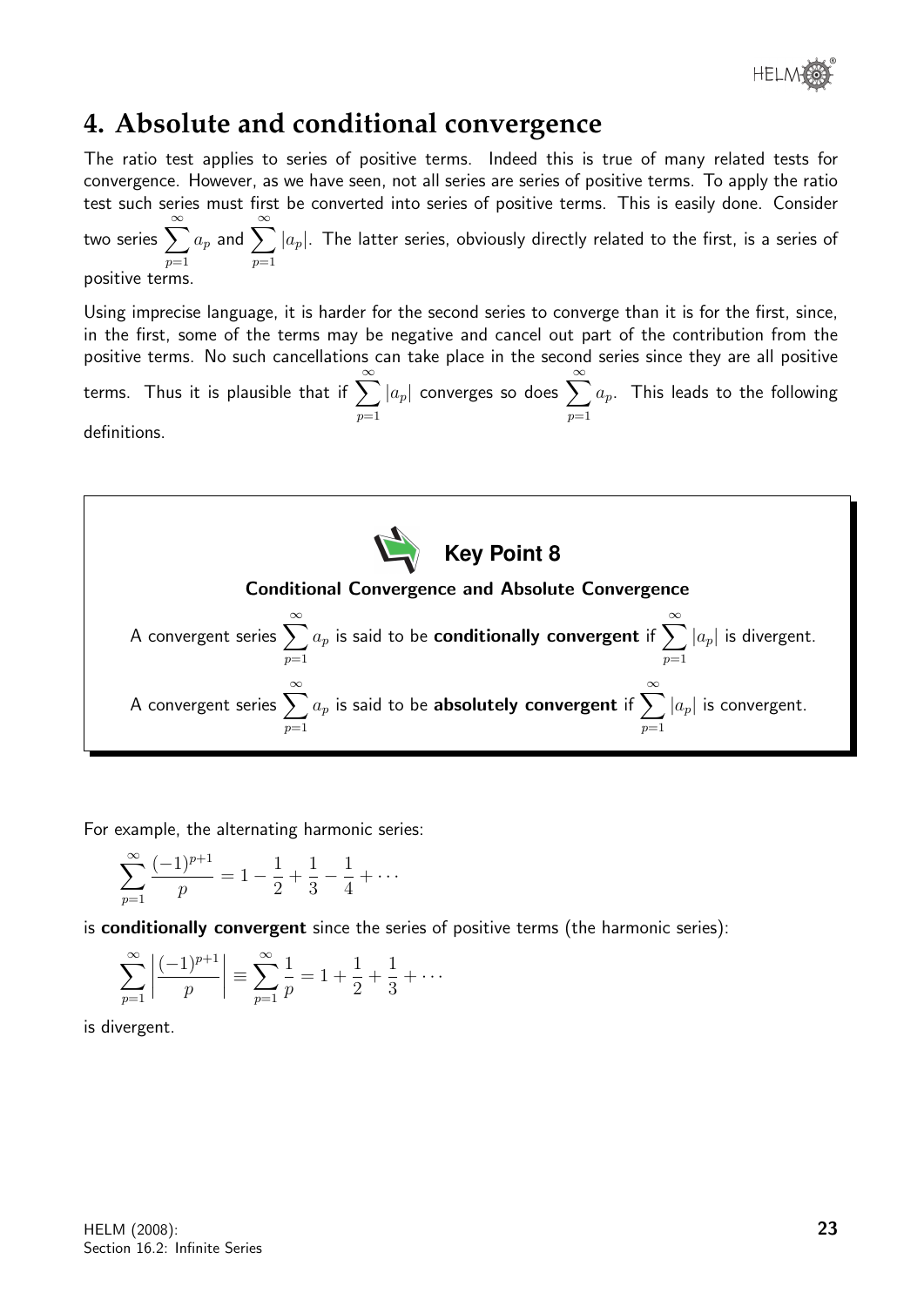## 4. Absolute and conditional convergence

The ratio test applies to series of positive terms. Indeed this is true of many related tests for convergence. However, as we have seen, not all series are series of positive terms. To apply the ratio test such series must first be converted into series of positive terms. This is easily done. Consider two series $\displaystyle\sum_{p=1}^{\infty} a_p$ and $\displaystyle\sum_{p=1}^{\infty} |a_p|$. The latter series, obviously directly related to the first, is a series of positive terms.

Using imprecise language, it is harder for the second series to converge than it is for the first, since, in the first, some of the terms may be negative and cancel out part of the contribution from the positive terms. No such cancellations can take place in the second series since they are all positive terms. Thus it is plausible that if $\displaystyle\sum_{p=1}^{\infty} |a_p|$ converges so does $\displaystyle\sum_{p=1}^{\infty} a_p$. This leads to the following definitions.

**Key Point 8**

**Conditional Convergence and Absolute Convergence**

A convergent series $\displaystyle\sum_{p=1}^{\infty} a_p$ is said to be **conditionally convergent** if $\displaystyle\sum_{p=1}^{\infty} |a_p|$ is divergent.

A convergent series $\displaystyle\sum_{p=1}^{\infty} a_p$ is said to be **absolutely convergent** if $\displaystyle\sum_{p=1}^{\infty} |a_p|$ is convergent.

For example, the alternating harmonic series:

$$\sum_{p=1}^{\infty} \frac{(-1)^{p+1}}{p} = 1 - \frac{1}{2} + \frac{1}{3} - \frac{1}{4} + \cdots$$

is **conditionally convergent** since the series of positive terms (the harmonic series):

$$\sum_{p=1}^{\infty} \left| \frac{(-1)^{p+1}}{p} \right| \equiv \sum_{p=1}^{\infty} \frac{1}{p} = 1 + \frac{1}{2} + \frac{1}{3} + \cdots$$

is divergent.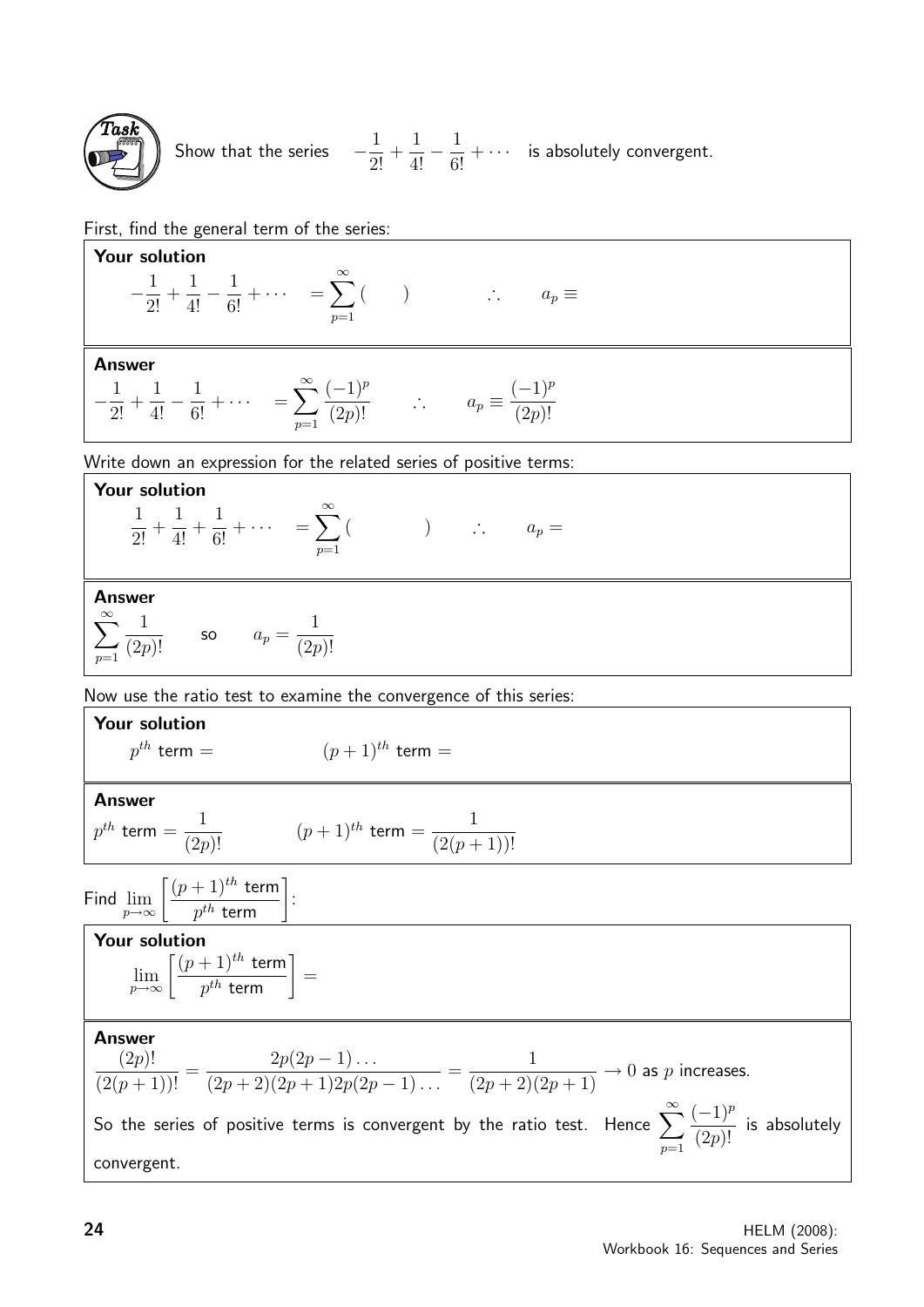**Task**

Show that the series $-\dfrac{1}{2!} + \dfrac{1}{4!} - \dfrac{1}{6!} + \cdots$ is absolutely convergent.

First, find the general term of the series:

**Your solution**

$$-\frac{1}{2!} + \frac{1}{4!} - \frac{1}{6!} + \cdots \quad = \sum_{p=1}^{\infty} (\qquad) \qquad \therefore \qquad a_p \equiv$$

**Answer**

$$-\frac{1}{2!} + \frac{1}{4!} - \frac{1}{6!} + \cdots \quad = \sum_{p=1}^{\infty} \frac{(-1)^p}{(2p)!} \qquad \therefore \qquad a_p \equiv \frac{(-1)^p}{(2p)!}$$

Write down an expression for the related series of positive terms:

**Your solution**

$$\frac{1}{2!} + \frac{1}{4!} + \frac{1}{6!} + \cdots \quad = \sum_{p=1}^{\infty} (\qquad\qquad) \qquad \therefore \qquad a_p =$$

**Answer**

$$\sum_{p=1}^{\infty} \frac{1}{(2p)!} \qquad \text{so} \qquad a_p = \frac{1}{(2p)!}$$

Now use the ratio test to examine the convergence of this series:

**Your solution**

$p^{th}$ term $=$ $\qquad\qquad$ $(p+1)^{th}$ term $=$

**Answer**

$p^{th}$ term $= \dfrac{1}{(2p)!}$ $\qquad\qquad$ $(p+1)^{th}$ term $= \dfrac{1}{(2(p+1))!}$

Find $\displaystyle\lim_{p\to\infty}\left[\frac{(p+1)^{th} \text{ term}}{p^{th} \text{ term}}\right]$:

**Your solution**

$$\lim_{p\to\infty}\left[\frac{(p+1)^{th} \text{ term}}{p^{th} \text{ term}}\right] =$$

**Answer**

$$\frac{(2p)!}{(2(p+1))!} = \frac{2p(2p-1)\ldots}{(2p+2)(2p+1)2p(2p-1)\ldots} = \frac{1}{(2p+2)(2p+1)} \to 0 \text{ as } p \text{ increases.}$$

So the series of positive terms is convergent by the ratio test. Hence $\displaystyle\sum_{p=1}^{\infty} \frac{(-1)^p}{(2p)!}$ is absolutely convergent.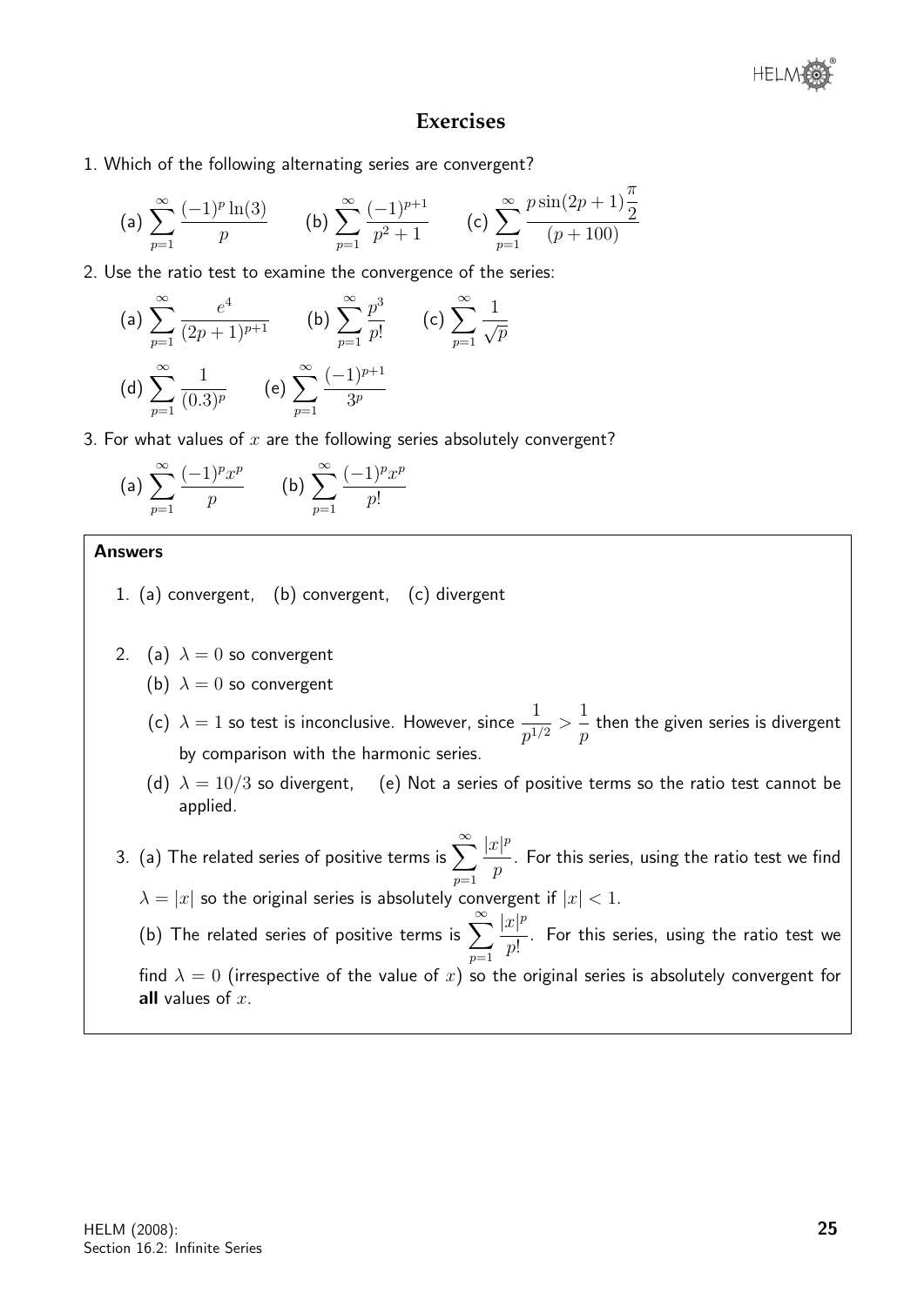## Exercises

1. Which of the following alternating series are convergent?

(a) $\displaystyle\sum_{p=1}^{\infty} \frac{(-1)^p \ln(3)}{p}$ (b) $\displaystyle\sum_{p=1}^{\infty} \frac{(-1)^{p+1}}{p^2+1}$ (c) $\displaystyle\sum_{p=1}^{\infty} \frac{p \sin(2p+1)\frac{\pi}{2}}{(p+100)}$

2. Use the ratio test to examine the convergence of the series:

(a) $\displaystyle\sum_{p=1}^{\infty} \frac{e^4}{(2p+1)^{p+1}}$ (b) $\displaystyle\sum_{p=1}^{\infty} \frac{p^3}{p!}$ (c) $\displaystyle\sum_{p=1}^{\infty} \frac{1}{\sqrt{p}}$

(d) $\displaystyle\sum_{p=1}^{\infty} \frac{1}{(0.3)^p}$ (e) $\displaystyle\sum_{p=1}^{\infty} \frac{(-1)^{p+1}}{3^p}$

3. For what values of $x$ are the following series absolutely convergent?

(a) $\displaystyle\sum_{p=1}^{\infty} \frac{(-1)^p x^p}{p}$ (b) $\displaystyle\sum_{p=1}^{\infty} \frac{(-1)^p x^p}{p!}$

### Answers

1. (a) convergent, (b) convergent, (c) divergent

2. (a) $\lambda = 0$ so convergent
   (b) $\lambda = 0$ so convergent
   (c) $\lambda = 1$ so test is inconclusive. However, since $\dfrac{1}{p^{1/2}} > \dfrac{1}{p}$ then the given series is divergent by comparison with the harmonic series.
   (d) $\lambda = 10/3$ so divergent, (e) Not a series of positive terms so the ratio test cannot be applied.

3. (a) The related series of positive terms is $\displaystyle\sum_{p=1}^{\infty} \frac{|x|^p}{p}$. For this series, using the ratio test we find $\lambda = |x|$ so the original series is absolutely convergent if $|x| < 1$.
   (b) The related series of positive terms is $\displaystyle\sum_{p=1}^{\infty} \frac{|x|^p}{p!}$. For this series, using the ratio test we find $\lambda = 0$ (irrespective of the value of $x$) so the original series is absolutely convergent for **all** values of $x$.